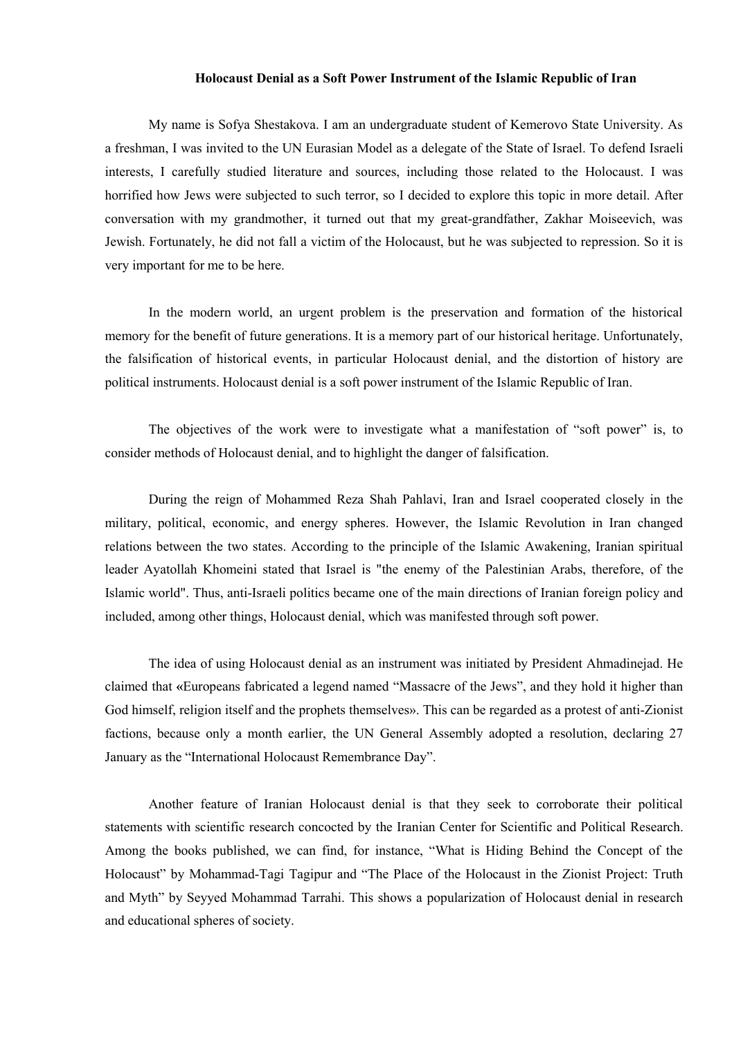**Holocaust Denial as a Soft Power Instrument of the Islamic Republic of Iran**

My name is Sofya Shestakova. I am an undergraduate student of Kemerovo State University. As a freshman, I was invited to the UN Eurasian Model as a delegate of the State of Israel. To defend Israeli interests, I carefully studied literature and sources, including those related to the Holocaust. I was horrified how Jews were subjected to such terror, so I decided to explore this topic in more detail. After conversation with my grandmother, it turned out that my great-grandfather, Zakhar Moiseevich, was Jewish. Fortunately, he did not fall a victim of the Holocaust, but he was subjected to repression. So it is very important for me to be here.

In the modern world, an urgent problem is the preservation and formation of the historical memory for the benefit of future generations. It is a memory part of our historical heritage. Unfortunately, the falsification of historical events, in particular Holocaust denial, and the distortion of history are political instruments. Holocaust denial is a soft power instrument of the Islamic Republic of Iran.

The objectives of the work were to investigate what a manifestation of "soft power" is, to consider methods of Holocaust denial, and to highlight the danger of falsification.

During the reign of Mohammed Reza Shah Pahlavi, Iran and Israel cooperated closely in the military, political, economic, and energy spheres. However, the Islamic Revolution in Iran changed relations between the two states. According to the principle of the Islamic Awakening, Iranian spiritual leader Ayatollah Khomeini stated that Israel is "the enemy of the Palestinian Arabs, therefore, of the Islamic world". Thus, anti-Israeli politics became one of the main directions of Iranian foreign policy and included, among other things, Holocaust denial, which was manifested through soft power.

The idea of using Holocaust denial as an instrument was initiated by President Ahmadinejad. He claimed that «Europeans fabricated a legend named "Massacre of the Jews", and they hold it higher than God himself, religion itself and the prophets themselves». This can be regarded as a protest of anti-Zionist factions, because only a month earlier, the UN General Assembly adopted a resolution, declaring 27 January as the "International Holocaust Remembrance Day".

Another feature of Iranian Holocaust denial is that they seek to corroborate their political statements with scientific research concocted by the Iranian Center for Scientific and Political Research. Among the books published, we can find, for instance, "What is Hiding Behind the Concept of the Holocaust" by Mohammad-Tagi Tagipur and "The Place of the Holocaust in the Zionist Project: Truth and Myth" by Seyyed Mohammad Tarrahi. This shows a popularization of Holocaust denial in research and educational spheres of society.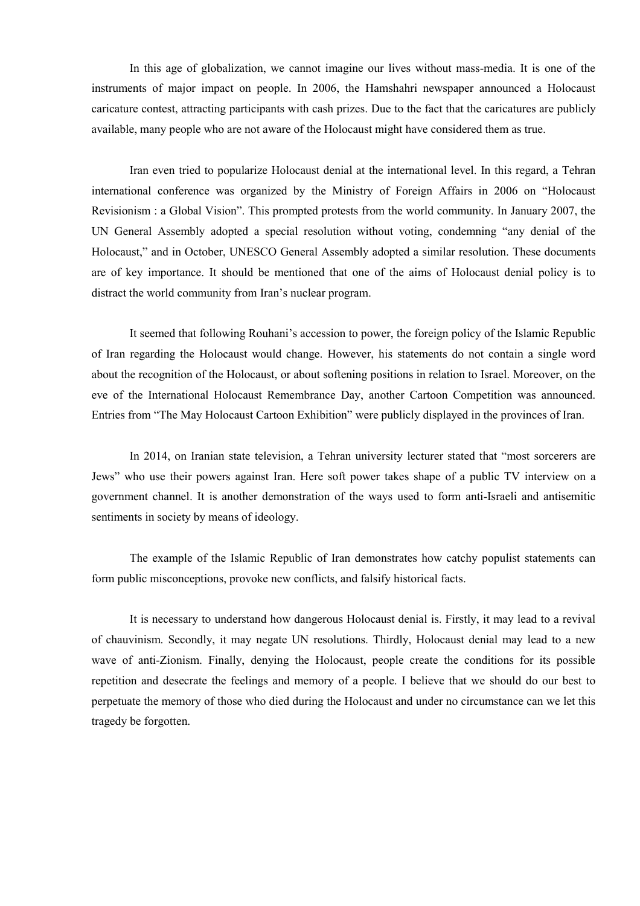In this age of globalization, we cannot imagine our lives without mass-media. It is one of the instruments of major impact on people. In 2006, the Hamshahri newspaper announced a Holocaust caricature contest, attracting participants with cash prizes. Due to the fact that the caricatures are publicly available, many people who are not aware of the Holocaust might have considered them as true.

Iran even tried to popularize Holocaust denial at the international level. In this regard, a Tehran international conference was organized by the Ministry of Foreign Affairs in 2006 on “Holocaust Revisionism : a Global Vision”. This prompted protests from the world community. In January 2007, the UN General Assembly adopted a special resolution without voting, condemning “any denial of the Holocaust,” and in October, UNESCO General Assembly adopted a similar resolution. These documents are of key importance. It should be mentioned that one of the aims of Holocaust denial policy is to distract the world community from Iran’s nuclear program.

It seemed that following Rouhani’s accession to power, the foreign policy of the Islamic Republic of Iran regarding the Holocaust would change. However, his statements do not contain a single word about the recognition of the Holocaust, or about softening positions in relation to Israel. Moreover, on the eve of the International Holocaust Remembrance Day, another Cartoon Competition was announced. Entries from “The May Holocaust Cartoon Exhibition” were publicly displayed in the provinces of Iran.

In 2014, on Iranian state television, a Tehran university lecturer stated that “most sorcerers are Jews” who use their powers against Iran. Here soft power takes shape of a public TV interview on a government channel. It is another demonstration of the ways used to form anti-Israeli and antisemitic sentiments in society by means of ideology.

The example of the Islamic Republic of Iran demonstrates how catchy populist statements can form public misconceptions, provoke new conflicts, and falsify historical facts.

It is necessary to understand how dangerous Holocaust denial is. Firstly, it may lead to a revival of chauvinism. Secondly, it may negate UN resolutions. Thirdly, Holocaust denial may lead to a new wave of anti-Zionism. Finally, denying the Holocaust, people create the conditions for its possible repetition and desecrate the feelings and memory of a people. I believe that we should do our best to perpetuate the memory of those who died during the Holocaust and under no circumstance can we let this tragedy be forgotten.